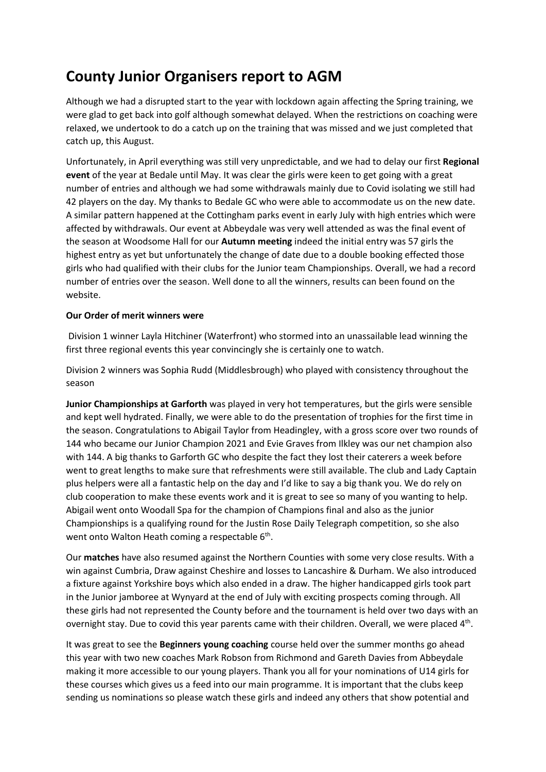# County Junior Organisers report to AGM

Although we had a disrupted start to the year with lockdown again affecting the Spring training, we were glad to get back into golf although somewhat delayed. When the restrictions on coaching were relaxed, we undertook to do a catch up on the training that was missed and we just completed that catch up, this August.

Unfortunately, in April everything was still very unpredictable, and we had to delay our first **Regional event** of the year at Bedale until May. It was clear the girls were keen to get going with a great number of entries and although we had some withdrawals mainly due to Covid isolating we still had 42 players on the day. My thanks to Bedale GC who were able to accommodate us on the new date. A similar pattern happened at the Cottingham parks event in early July with high entries which were affected by withdrawals. Our event at Abbeydale was very well attended as was the final event of the season at Woodsome Hall for our **Autumn meeting** indeed the initial entry was 57 girls the highest entry as yet but unfortunately the change of date due to a double booking effected those girls who had qualified with their clubs for the Junior team Championships. Overall, we had a record number of entries over the season. Well done to all the winners, results can been found on the website.

**Our Order of merit winners were**

Division 1 winner Layla Hitchiner (Waterfront) who stormed into an unassailable lead winning the first three regional events this year convincingly she is certainly one to watch.

Division 2 winners was Sophia Rudd (Middlesbrough) who played with consistency throughout the season

**Junior Championships at Garforth** was played in very hot temperatures, but the girls were sensible and kept well hydrated. Finally, we were able to do the presentation of trophies for the first time in the season. Congratulations to Abigail Taylor from Headingley, with a gross score over two rounds of 144 who became our Junior Champion 2021 and Evie Graves from Ilkley was our net champion also with 144. A big thanks to Garforth GC who despite the fact they lost their caterers a week before went to great lengths to make sure that refreshments were still available. The club and Lady Captain plus helpers were all a fantastic help on the day and I'd like to say a big thank you. We do rely on club cooperation to make these events work and it is great to see so many of you wanting to help. Abigail went onto Woodall Spa for the champion of Champions final and also as the junior Championships is a qualifying round for the Justin Rose Daily Telegraph competition, so she also went onto Walton Heath coming a respectable 6th.

Our **matches** have also resumed against the Northern Counties with some very close results. With a win against Cumbria, Draw against Cheshire and losses to Lancashire & Durham. We also introduced a fixture against Yorkshire boys which also ended in a draw. The higher handicapped girls took part in the Junior jamboree at Wynyard at the end of July with exciting prospects coming through. All these girls had not represented the County before and the tournament is held over two days with an overnight stay. Due to covid this year parents came with their children. Overall, we were placed 4th.

It was great to see the **Beginners young coaching** course held over the summer months go ahead this year with two new coaches Mark Robson from Richmond and Gareth Davies from Abbeydale making it more accessible to our young players. Thank you all for your nominations of U14 girls for these courses which gives us a feed into our main programme. It is important that the clubs keep sending us nominations so please watch these girls and indeed any others that show potential and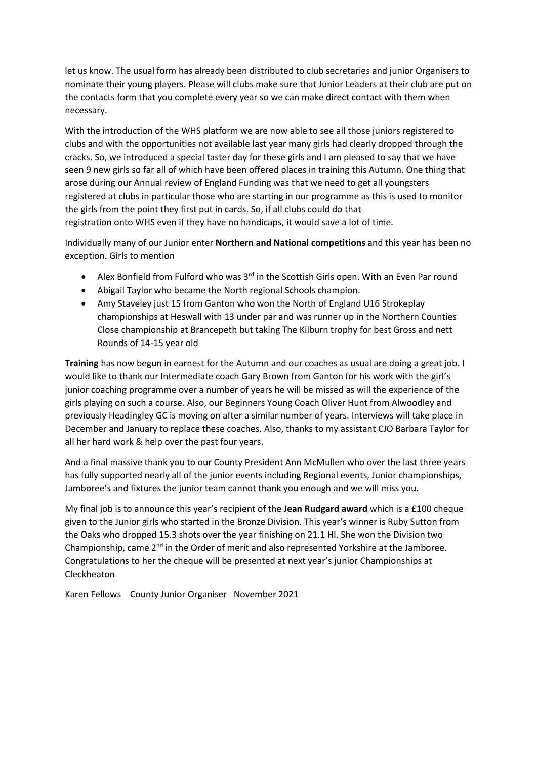let us know. The usual form has already been distributed to club secretaries and junior Organisers to nominate their young players. Please will clubs make sure that Junior Leaders at their club are put on the contacts form that you complete every year so we can make direct contact with them when necessary.

With the introduction of the WHS platform we are now able to see all those juniors registered to clubs and with the opportunities not available last year many girls had clearly dropped through the cracks. So, we introduced a special taster day for these girls and I am pleased to say that we have seen 9 new girls so far all of which have been offered places in training this Autumn. One thing that arose during our Annual review of England Funding was that we need to get all youngsters registered at clubs in particular those who are starting in our programme as this is used to monitor the girls from the point they first put in cards. So, if all clubs could do that registration onto WHS even if they have no handicaps, it would save a lot of time.

Individually many of our Junior enter **Northern and National competitions** and this year has been no exception. Girls to mention

- Alex Bonfield from Fulford who was 3rd in the Scottish Girls open. With an Even Par round
- Abigail Taylor who became the North regional Schools champion.
- Amy Staveley just 15 from Ganton who won the North of England U16 Strokeplay championships at Heswall with 13 under par and was runner up in the Northern Counties Close championship at Brancepeth but taking The Kilburn trophy for best Gross and nett Rounds of 14-15 year old

**Training** has now begun in earnest for the Autumn and our coaches as usual are doing a great job. I would like to thank our Intermediate coach Gary Brown from Ganton for his work with the girl's junior coaching programme over a number of years he will be missed as will the experience of the girls playing on such a course. Also, our Beginners Young Coach Oliver Hunt from Alwoodley and previously Headingley GC is moving on after a similar number of years. Interviews will take place in December and January to replace these coaches. Also, thanks to my assistant CJO Barbara Taylor for all her hard work & help over the past four years.

And a final massive thank you to our County President Ann McMullen who over the last three years has fully supported nearly all of the junior events including Regional events, Junior championships, Jamboree's and fixtures the junior team cannot thank you enough and we will miss you.

My final job is to announce this year's recipient of the **Jean Rudgard award** which is a £100 cheque given to the Junior girls who started in the Bronze Division. This year's winner is Ruby Sutton from the Oaks who dropped 15.3 shots over the year finishing on 21.1 HI. She won the Division two Championship, came 2nd in the Order of merit and also represented Yorkshire at the Jamboree. Congratulations to her the cheque will be presented at next year's junior Championships at Cleckheaton

Karen Fellows County Junior Organiser November 2021